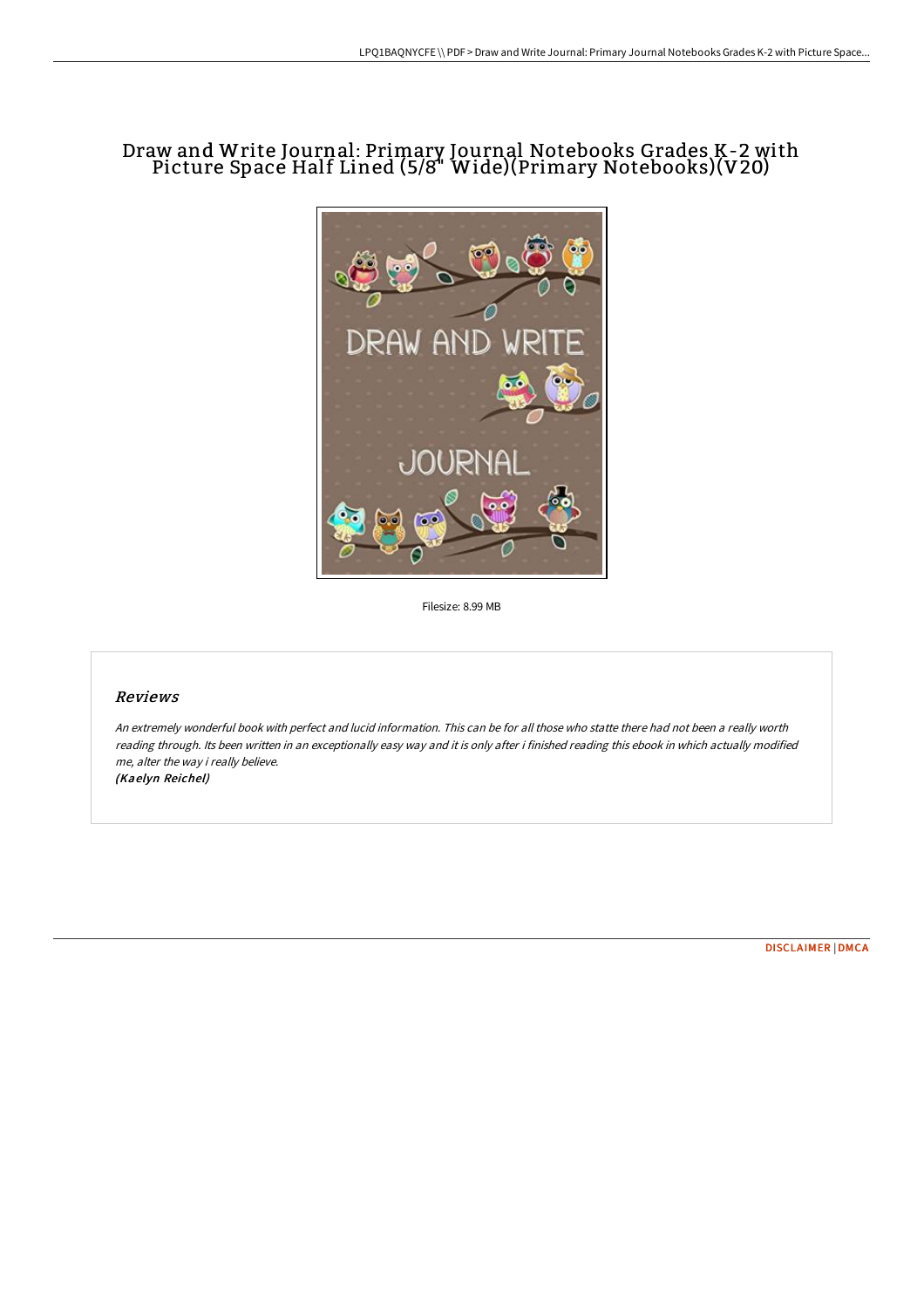# Draw and Write Journal: Primary Journal Notebooks Grades K-2 with Picture Space Half Lined (5/8" Wide)(Primary Notebooks)(V20)

Filesize: 8.99 MB

## Reviews

*An extremely wonderful book with perfect and lucid information. This can be for all those who statte there had not been a really worth reading through. Its been written in an exceptionally easy way and it is only after i finished reading this ebook in which actually modified me, alter the way i really believe.*
***(Kaelyn Reichel)***

DISCLAIMER | DMCA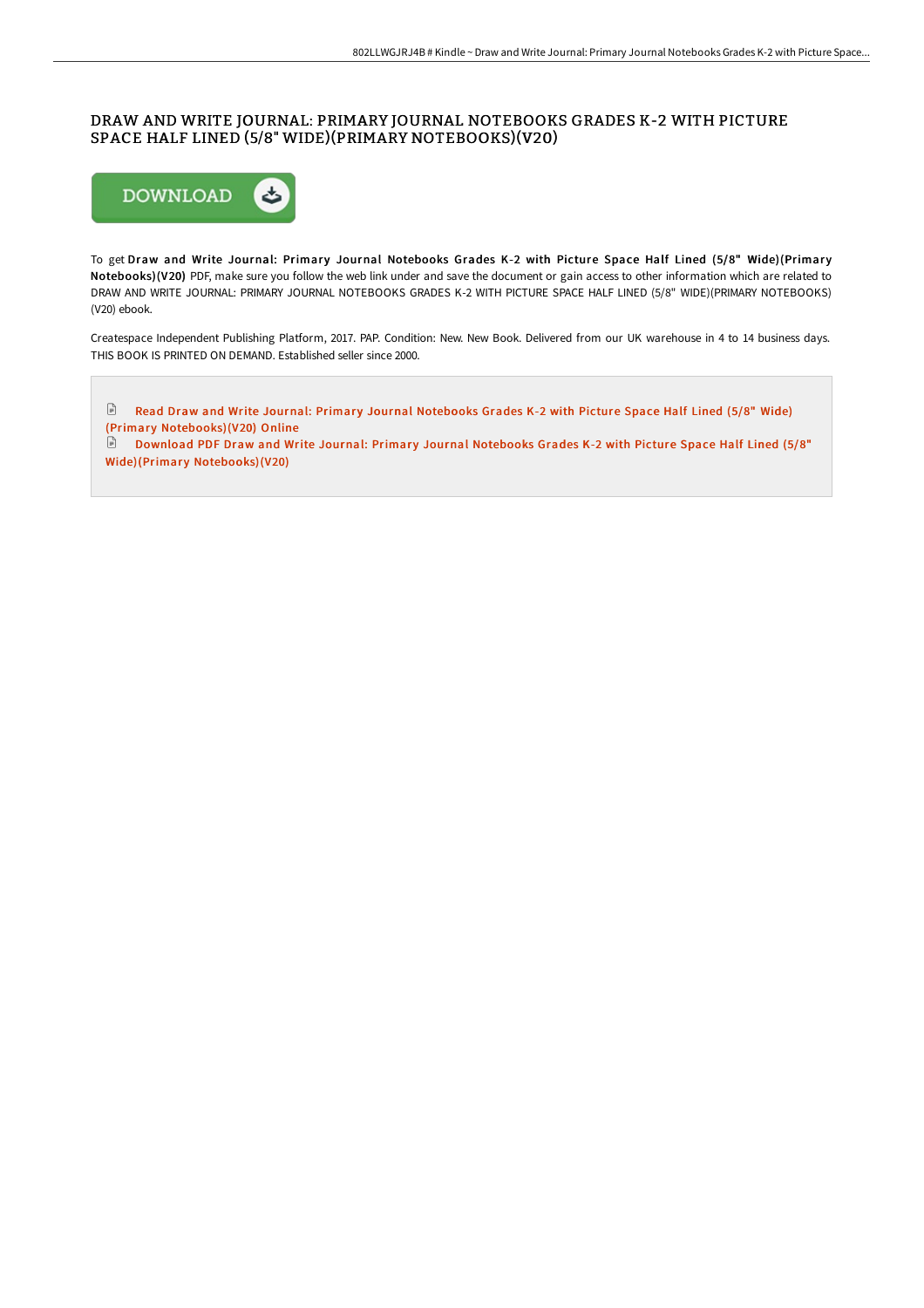# DRAW AND WRITE JOURNAL: PRIMARY JOURNAL NOTEBOOKS GRADES K-2 WITH PICTURE SPACE HALF LINED (5/8" WIDE)(PRIMARY NOTEBOOKS)(V20)

DOWNLOAD

To get **Draw and Write Journal: Primary Journal Notebooks Grades K-2 with Picture Space Half Lined (5/8" Wide)(Primary Notebooks)(V20)** PDF, make sure you follow the web link under and save the document or gain access to other information which are related to DRAW AND WRITE JOURNAL: PRIMARY JOURNAL NOTEBOOKS GRADES K-2 WITH PICTURE SPACE HALF LINED (5/8" WIDE)(PRIMARY NOTEBOOKS)(V20) ebook.

Createspace Independent Publishing Platform, 2017. PAP. Condition: New. New Book. Delivered from our UK warehouse in 4 to 14 business days. THIS BOOK IS PRINTED ON DEMAND. Established seller since 2000.

Read Draw and Write Journal: Primary Journal Notebooks Grades K-2 with Picture Space Half Lined (5/8" Wide)(Primary Notebooks)(V20) Online

Download PDF Draw and Write Journal: Primary Journal Notebooks Grades K-2 with Picture Space Half Lined (5/8" Wide)(Primary Notebooks)(V20)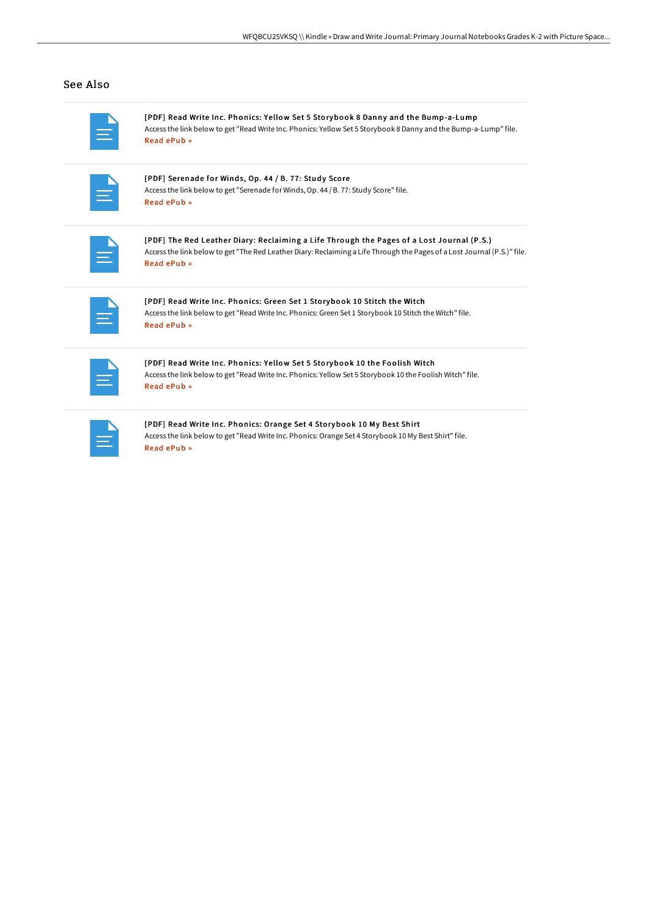## See Also

[PDF] Read Write Inc. Phonics: Yellow Set 5 Storybook 8 Danny and the Bump-a-Lump
Access the link below to get "Read Write Inc. Phonics: Yellow Set 5 Storybook 8 Danny and the Bump-a-Lump" file.
Read ePub »

[PDF] Serenade for Winds, Op. 44 / B. 77: Study Score
Access the link below to get "Serenade for Winds, Op. 44 / B. 77: Study Score" file.
Read ePub »

[PDF] The Red Leather Diary: Reclaiming a Life Through the Pages of a Lost Journal (P.S.)
Access the link below to get "The Red Leather Diary: Reclaiming a Life Through the Pages of a Lost Journal (P.S.)" file.
Read ePub »

[PDF] Read Write Inc. Phonics: Green Set 1 Storybook 10 Stitch the Witch
Access the link below to get "Read Write Inc. Phonics: Green Set 1 Storybook 10 Stitch the Witch" file.
Read ePub »

[PDF] Read Write Inc. Phonics: Yellow Set 5 Storybook 10 the Foolish Witch
Access the link below to get "Read Write Inc. Phonics: Yellow Set 5 Storybook 10 the Foolish Witch" file.
Read ePub »

[PDF] Read Write Inc. Phonics: Orange Set 4 Storybook 10 My Best Shirt
Access the link below to get "Read Write Inc. Phonics: Orange Set 4 Storybook 10 My Best Shirt" file.
Read ePub »